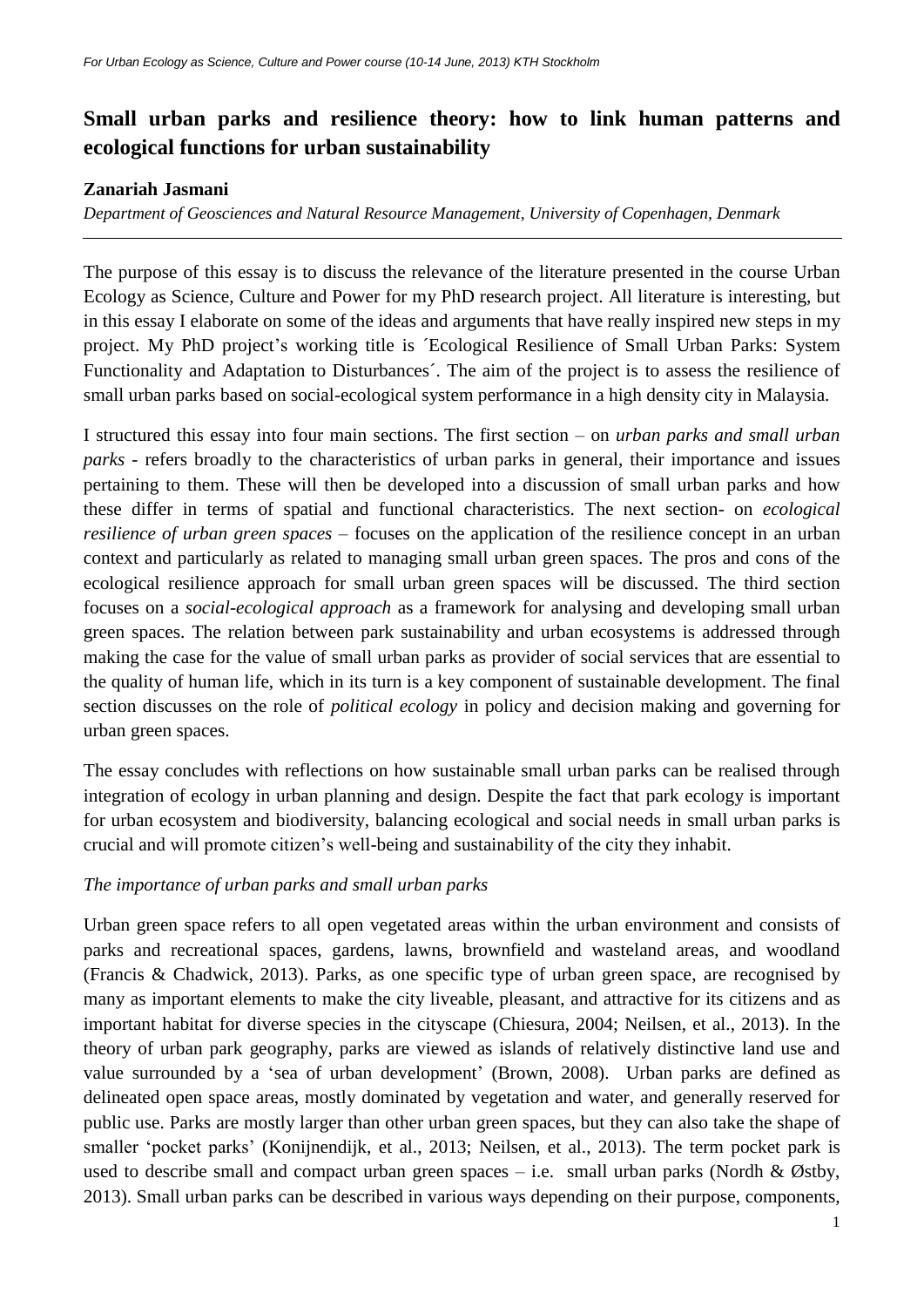# Small urban parks and resilience theory: how to link human patterns and ecological functions for urban sustainability

**Zanariah Jasmani**

*Department of Geosciences and Natural Resource Management, University of Copenhagen, Denmark*

---

The purpose of this essay is to discuss the relevance of the literature presented in the course Urban Ecology as Science, Culture and Power for my PhD research project. All literature is interesting, but in this essay I elaborate on some of the ideas and arguments that have really inspired new steps in my project. My PhD project's working title is ´Ecological Resilience of Small Urban Parks: System Functionality and Adaptation to Disturbances´. The aim of the project is to assess the resilience of small urban parks based on social-ecological system performance in a high density city in Malaysia.

I structured this essay into four main sections. The first section – on *urban parks and small urban parks* - refers broadly to the characteristics of urban parks in general, their importance and issues pertaining to them. These will then be developed into a discussion of small urban parks and how these differ in terms of spatial and functional characteristics. The next section- on *ecological resilience of urban green spaces* – focuses on the application of the resilience concept in an urban context and particularly as related to managing small urban green spaces. The pros and cons of the ecological resilience approach for small urban green spaces will be discussed. The third section focuses on a *social-ecological approach* as a framework for analysing and developing small urban green spaces. The relation between park sustainability and urban ecosystems is addressed through making the case for the value of small urban parks as provider of social services that are essential to the quality of human life, which in its turn is a key component of sustainable development. The final section discusses on the role of *political ecology* in policy and decision making and governing for urban green spaces.

The essay concludes with reflections on how sustainable small urban parks can be realised through integration of ecology in urban planning and design. Despite the fact that park ecology is important for urban ecosystem and biodiversity, balancing ecological and social needs in small urban parks is crucial and will promote citizen's well-being and sustainability of the city they inhabit.

*The importance of urban parks and small urban parks*

Urban green space refers to all open vegetated areas within the urban environment and consists of parks and recreational spaces, gardens, lawns, brownfield and wasteland areas, and woodland (Francis & Chadwick, 2013). Parks, as one specific type of urban green space, are recognised by many as important elements to make the city liveable, pleasant, and attractive for its citizens and as important habitat for diverse species in the cityscape (Chiesura, 2004; Neilsen, et al., 2013). In the theory of urban park geography, parks are viewed as islands of relatively distinctive land use and value surrounded by a 'sea of urban development' (Brown, 2008). Urban parks are defined as delineated open space areas, mostly dominated by vegetation and water, and generally reserved for public use. Parks are mostly larger than other urban green spaces, but they can also take the shape of smaller 'pocket parks' (Konijnendijk, et al., 2013; Neilsen, et al., 2013). The term pocket park is used to describe small and compact urban green spaces – i.e. small urban parks (Nordh & Østby, 2013). Small urban parks can be described in various ways depending on their purpose, components,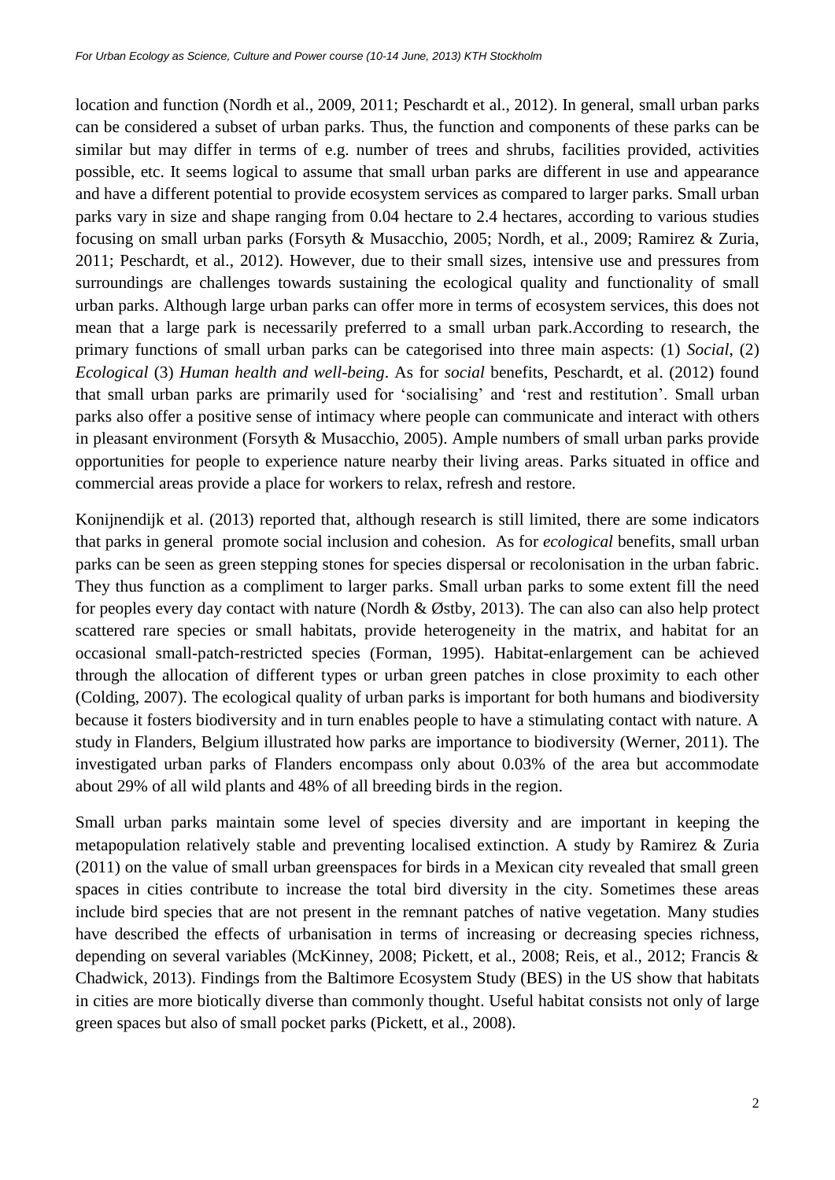location and function (Nordh et al., 2009, 2011; Peschardt et al., 2012). In general, small urban parks can be considered a subset of urban parks. Thus, the function and components of these parks can be similar but may differ in terms of e.g. number of trees and shrubs, facilities provided, activities possible, etc. It seems logical to assume that small urban parks are different in use and appearance and have a different potential to provide ecosystem services as compared to larger parks. Small urban parks vary in size and shape ranging from 0.04 hectare to 2.4 hectares, according to various studies focusing on small urban parks (Forsyth & Musacchio, 2005; Nordh, et al., 2009; Ramirez & Zuria, 2011; Peschardt, et al., 2012). However, due to their small sizes, intensive use and pressures from surroundings are challenges towards sustaining the ecological quality and functionality of small urban parks. Although large urban parks can offer more in terms of ecosystem services, this does not mean that a large park is necessarily preferred to a small urban park.According to research, the primary functions of small urban parks can be categorised into three main aspects: (1) *Social*, (2) *Ecological* (3) *Human health and well-being*. As for *social* benefits, Peschardt, et al. (2012) found that small urban parks are primarily used for 'socialising' and 'rest and restitution'. Small urban parks also offer a positive sense of intimacy where people can communicate and interact with others in pleasant environment (Forsyth & Musacchio, 2005). Ample numbers of small urban parks provide opportunities for people to experience nature nearby their living areas. Parks situated in office and commercial areas provide a place for workers to relax, refresh and restore.

Konijnendijk et al. (2013) reported that, although research is still limited, there are some indicators that parks in general promote social inclusion and cohesion. As for *ecological* benefits, small urban parks can be seen as green stepping stones for species dispersal or recolonisation in the urban fabric. They thus function as a compliment to larger parks. Small urban parks to some extent fill the need for peoples every day contact with nature (Nordh & Østby, 2013). The can also can also help protect scattered rare species or small habitats, provide heterogeneity in the matrix, and habitat for an occasional small-patch-restricted species (Forman, 1995). Habitat-enlargement can be achieved through the allocation of different types or urban green patches in close proximity to each other (Colding, 2007). The ecological quality of urban parks is important for both humans and biodiversity because it fosters biodiversity and in turn enables people to have a stimulating contact with nature. A study in Flanders, Belgium illustrated how parks are importance to biodiversity (Werner, 2011). The investigated urban parks of Flanders encompass only about 0.03% of the area but accommodate about 29% of all wild plants and 48% of all breeding birds in the region.

Small urban parks maintain some level of species diversity and are important in keeping the metapopulation relatively stable and preventing localised extinction. A study by Ramirez & Zuria (2011) on the value of small urban greenspaces for birds in a Mexican city revealed that small green spaces in cities contribute to increase the total bird diversity in the city. Sometimes these areas include bird species that are not present in the remnant patches of native vegetation. Many studies have described the effects of urbanisation in terms of increasing or decreasing species richness, depending on several variables (McKinney, 2008; Pickett, et al., 2008; Reis, et al., 2012; Francis & Chadwick, 2013). Findings from the Baltimore Ecosystem Study (BES) in the US show that habitats in cities are more biotically diverse than commonly thought. Useful habitat consists not only of large green spaces but also of small pocket parks (Pickett, et al., 2008).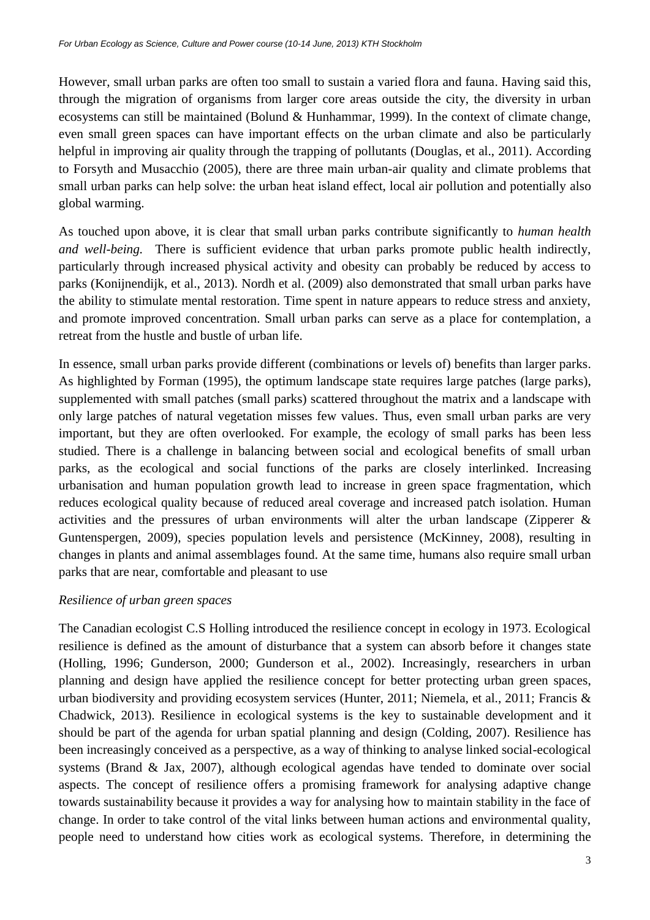However, small urban parks are often too small to sustain a varied flora and fauna. Having said this, through the migration of organisms from larger core areas outside the city, the diversity in urban ecosystems can still be maintained (Bolund & Hunhammar, 1999). In the context of climate change, even small green spaces can have important effects on the urban climate and also be particularly helpful in improving air quality through the trapping of pollutants (Douglas, et al., 2011). According to Forsyth and Musacchio (2005), there are three main urban-air quality and climate problems that small urban parks can help solve: the urban heat island effect, local air pollution and potentially also global warming.

As touched upon above, it is clear that small urban parks contribute significantly to *human health and well-being.* There is sufficient evidence that urban parks promote public health indirectly, particularly through increased physical activity and obesity can probably be reduced by access to parks (Konijnendijk, et al., 2013). Nordh et al. (2009) also demonstrated that small urban parks have the ability to stimulate mental restoration. Time spent in nature appears to reduce stress and anxiety, and promote improved concentration. Small urban parks can serve as a place for contemplation, a retreat from the hustle and bustle of urban life.

In essence, small urban parks provide different (combinations or levels of) benefits than larger parks. As highlighted by Forman (1995), the optimum landscape state requires large patches (large parks), supplemented with small patches (small parks) scattered throughout the matrix and a landscape with only large patches of natural vegetation misses few values. Thus, even small urban parks are very important, but they are often overlooked. For example, the ecology of small parks has been less studied. There is a challenge in balancing between social and ecological benefits of small urban parks, as the ecological and social functions of the parks are closely interlinked. Increasing urbanisation and human population growth lead to increase in green space fragmentation, which reduces ecological quality because of reduced areal coverage and increased patch isolation. Human activities and the pressures of urban environments will alter the urban landscape (Zipperer & Guntenspergen, 2009), species population levels and persistence (McKinney, 2008), resulting in changes in plants and animal assemblages found. At the same time, humans also require small urban parks that are near, comfortable and pleasant to use

*Resilience of urban green spaces*

The Canadian ecologist C.S Holling introduced the resilience concept in ecology in 1973. Ecological resilience is defined as the amount of disturbance that a system can absorb before it changes state (Holling, 1996; Gunderson, 2000; Gunderson et al., 2002). Increasingly, researchers in urban planning and design have applied the resilience concept for better protecting urban green spaces, urban biodiversity and providing ecosystem services (Hunter, 2011; Niemela, et al., 2011; Francis & Chadwick, 2013). Resilience in ecological systems is the key to sustainable development and it should be part of the agenda for urban spatial planning and design (Colding, 2007). Resilience has been increasingly conceived as a perspective, as a way of thinking to analyse linked social-ecological systems (Brand & Jax, 2007), although ecological agendas have tended to dominate over social aspects. The concept of resilience offers a promising framework for analysing adaptive change towards sustainability because it provides a way for analysing how to maintain stability in the face of change. In order to take control of the vital links between human actions and environmental quality, people need to understand how cities work as ecological systems. Therefore, in determining the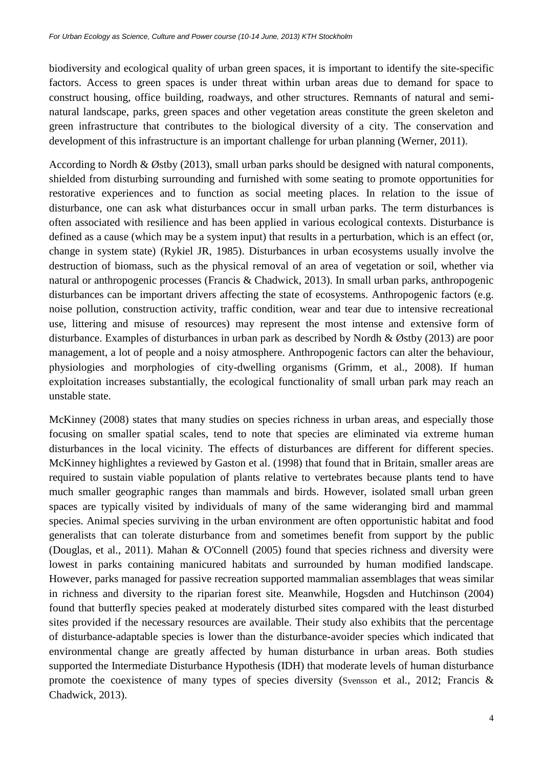biodiversity and ecological quality of urban green spaces, it is important to identify the site-specific factors. Access to green spaces is under threat within urban areas due to demand for space to construct housing, office building, roadways, and other structures. Remnants of natural and semi-natural landscape, parks, green spaces and other vegetation areas constitute the green skeleton and green infrastructure that contributes to the biological diversity of a city. The conservation and development of this infrastructure is an important challenge for urban planning (Werner, 2011).

According to Nordh & Østby (2013), small urban parks should be designed with natural components, shielded from disturbing surrounding and furnished with some seating to promote opportunities for restorative experiences and to function as social meeting places. In relation to the issue of disturbance, one can ask what disturbances occur in small urban parks. The term disturbances is often associated with resilience and has been applied in various ecological contexts. Disturbance is defined as a cause (which may be a system input) that results in a perturbation, which is an effect (or, change in system state) (Rykiel JR, 1985). Disturbances in urban ecosystems usually involve the destruction of biomass, such as the physical removal of an area of vegetation or soil, whether via natural or anthropogenic processes (Francis & Chadwick, 2013). In small urban parks, anthropogenic disturbances can be important drivers affecting the state of ecosystems. Anthropogenic factors (e.g. noise pollution, construction activity, traffic condition, wear and tear due to intensive recreational use, littering and misuse of resources) may represent the most intense and extensive form of disturbance. Examples of disturbances in urban park as described by Nordh & Østby (2013) are poor management, a lot of people and a noisy atmosphere. Anthropogenic factors can alter the behaviour, physiologies and morphologies of city-dwelling organisms (Grimm, et al., 2008). If human exploitation increases substantially, the ecological functionality of small urban park may reach an unstable state.

McKinney (2008) states that many studies on species richness in urban areas, and especially those focusing on smaller spatial scales, tend to note that species are eliminated via extreme human disturbances in the local vicinity. The effects of disturbances are different for different species. McKinney highlightes a reviewed by Gaston et al. (1998) that found that in Britain, smaller areas are required to sustain viable population of plants relative to vertebrates because plants tend to have much smaller geographic ranges than mammals and birds. However, isolated small urban green spaces are typically visited by individuals of many of the same wideranging bird and mammal species. Animal species surviving in the urban environment are often opportunistic habitat and food generalists that can tolerate disturbance from and sometimes benefit from support by the public (Douglas, et al., 2011). Mahan & O'Connell (2005) found that species richness and diversity were lowest in parks containing manicured habitats and surrounded by human modified landscape. However, parks managed for passive recreation supported mammalian assemblages that weas similar in richness and diversity to the riparian forest site. Meanwhile, Hogsden and Hutchinson (2004) found that butterfly species peaked at moderately disturbed sites compared with the least disturbed sites provided if the necessary resources are available. Their study also exhibits that the percentage of disturbance-adaptable species is lower than the disturbance-avoider species which indicated that environmental change are greatly affected by human disturbance in urban areas. Both studies supported the Intermediate Disturbance Hypothesis (IDH) that moderate levels of human disturbance promote the coexistence of many types of species diversity (Svensson et al., 2012; Francis & Chadwick, 2013).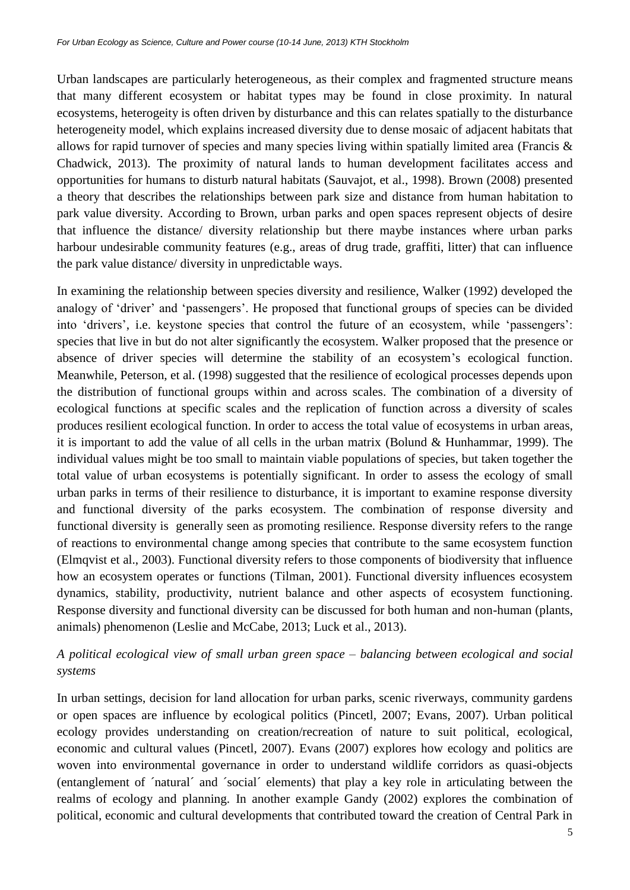Urban landscapes are particularly heterogeneous, as their complex and fragmented structure means that many different ecosystem or habitat types may be found in close proximity. In natural ecosystems, heterogeity is often driven by disturbance and this can relates spatially to the disturbance heterogeneity model, which explains increased diversity due to dense mosaic of adjacent habitats that allows for rapid turnover of species and many species living within spatially limited area (Francis & Chadwick, 2013). The proximity of natural lands to human development facilitates access and opportunities for humans to disturb natural habitats (Sauvajot, et al., 1998). Brown (2008) presented a theory that describes the relationships between park size and distance from human habitation to park value diversity. According to Brown, urban parks and open spaces represent objects of desire that influence the distance/ diversity relationship but there maybe instances where urban parks harbour undesirable community features (e.g., areas of drug trade, graffiti, litter) that can influence the park value distance/ diversity in unpredictable ways.

In examining the relationship between species diversity and resilience, Walker (1992) developed the analogy of 'driver' and 'passengers'. He proposed that functional groups of species can be divided into 'drivers', i.e. keystone species that control the future of an ecosystem, while 'passengers': species that live in but do not alter significantly the ecosystem. Walker proposed that the presence or absence of driver species will determine the stability of an ecosystem's ecological function. Meanwhile, Peterson, et al. (1998) suggested that the resilience of ecological processes depends upon the distribution of functional groups within and across scales. The combination of a diversity of ecological functions at specific scales and the replication of function across a diversity of scales produces resilient ecological function. In order to access the total value of ecosystems in urban areas, it is important to add the value of all cells in the urban matrix (Bolund & Hunhammar, 1999). The individual values might be too small to maintain viable populations of species, but taken together the total value of urban ecosystems is potentially significant. In order to assess the ecology of small urban parks in terms of their resilience to disturbance, it is important to examine response diversity and functional diversity of the parks ecosystem. The combination of response diversity and functional diversity is generally seen as promoting resilience. Response diversity refers to the range of reactions to environmental change among species that contribute to the same ecosystem function (Elmqvist et al., 2003). Functional diversity refers to those components of biodiversity that influence how an ecosystem operates or functions (Tilman, 2001). Functional diversity influences ecosystem dynamics, stability, productivity, nutrient balance and other aspects of ecosystem functioning. Response diversity and functional diversity can be discussed for both human and non-human (plants, animals) phenomenon (Leslie and McCabe, 2013; Luck et al., 2013).

### *A political ecological view of small urban green space – balancing between ecological and social systems*

In urban settings, decision for land allocation for urban parks, scenic riverways, community gardens or open spaces are influence by ecological politics (Pincetl, 2007; Evans, 2007). Urban political ecology provides understanding on creation/recreation of nature to suit political, ecological, economic and cultural values (Pincetl, 2007). Evans (2007) explores how ecology and politics are woven into environmental governance in order to understand wildlife corridors as quasi-objects (entanglement of ´natural´ and ´social´ elements) that play a key role in articulating between the realms of ecology and planning. In another example Gandy (2002) explores the combination of political, economic and cultural developments that contributed toward the creation of Central Park in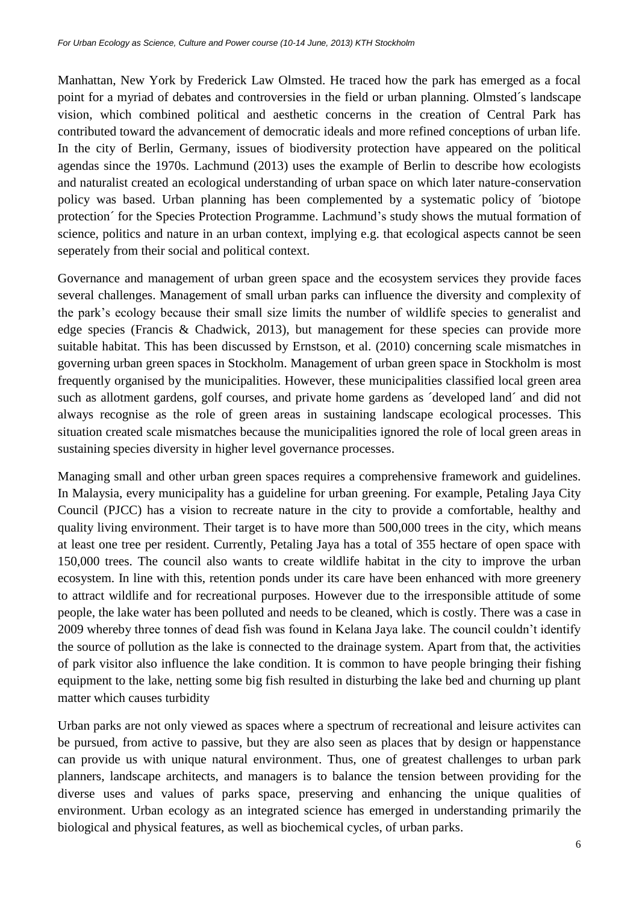Manhattan, New York by Frederick Law Olmsted. He traced how the park has emerged as a focal point for a myriad of debates and controversies in the field or urban planning. Olmsted´s landscape vision, which combined political and aesthetic concerns in the creation of Central Park has contributed toward the advancement of democratic ideals and more refined conceptions of urban life. In the city of Berlin, Germany, issues of biodiversity protection have appeared on the political agendas since the 1970s. Lachmund (2013) uses the example of Berlin to describe how ecologists and naturalist created an ecological understanding of urban space on which later nature-conservation policy was based. Urban planning has been complemented by a systematic policy of ´biotope protection´ for the Species Protection Programme. Lachmund's study shows the mutual formation of science, politics and nature in an urban context, implying e.g. that ecological aspects cannot be seen seperately from their social and political context.

Governance and management of urban green space and the ecosystem services they provide faces several challenges. Management of small urban parks can influence the diversity and complexity of the park's ecology because their small size limits the number of wildlife species to generalist and edge species (Francis & Chadwick, 2013), but management for these species can provide more suitable habitat. This has been discussed by Ernstson, et al. (2010) concerning scale mismatches in governing urban green spaces in Stockholm. Management of urban green space in Stockholm is most frequently organised by the municipalities. However, these municipalities classified local green area such as allotment gardens, golf courses, and private home gardens as ´developed land´ and did not always recognise as the role of green areas in sustaining landscape ecological processes. This situation created scale mismatches because the municipalities ignored the role of local green areas in sustaining species diversity in higher level governance processes.

Managing small and other urban green spaces requires a comprehensive framework and guidelines. In Malaysia, every municipality has a guideline for urban greening. For example, Petaling Jaya City Council (PJCC) has a vision to recreate nature in the city to provide a comfortable, healthy and quality living environment. Their target is to have more than 500,000 trees in the city, which means at least one tree per resident. Currently, Petaling Jaya has a total of 355 hectare of open space with 150,000 trees. The council also wants to create wildlife habitat in the city to improve the urban ecosystem. In line with this, retention ponds under its care have been enhanced with more greenery to attract wildlife and for recreational purposes. However due to the irresponsible attitude of some people, the lake water has been polluted and needs to be cleaned, which is costly. There was a case in 2009 whereby three tonnes of dead fish was found in Kelana Jaya lake. The council couldn't identify the source of pollution as the lake is connected to the drainage system. Apart from that, the activities of park visitor also influence the lake condition. It is common to have people bringing their fishing equipment to the lake, netting some big fish resulted in disturbing the lake bed and churning up plant matter which causes turbidity

Urban parks are not only viewed as spaces where a spectrum of recreational and leisure activites can be pursued, from active to passive, but they are also seen as places that by design or happenstance can provide us with unique natural environment. Thus, one of greatest challenges to urban park planners, landscape architects, and managers is to balance the tension between providing for the diverse uses and values of parks space, preserving and enhancing the unique qualities of environment. Urban ecology as an integrated science has emerged in understanding primarily the biological and physical features, as well as biochemical cycles, of urban parks.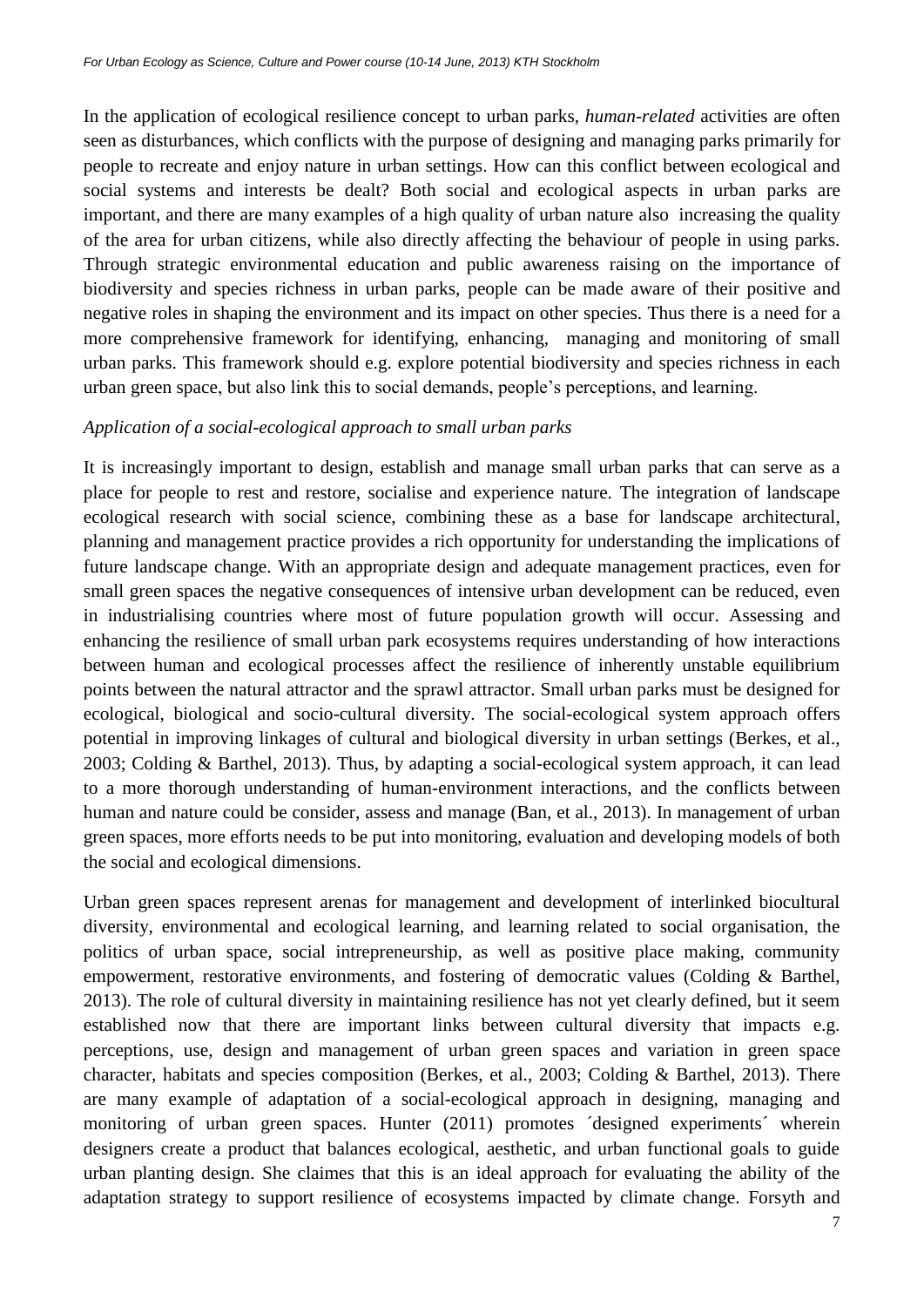In the application of ecological resilience concept to urban parks, *human-related* activities are often seen as disturbances, which conflicts with the purpose of designing and managing parks primarily for people to recreate and enjoy nature in urban settings. How can this conflict between ecological and social systems and interests be dealt? Both social and ecological aspects in urban parks are important, and there are many examples of a high quality of urban nature also increasing the quality of the area for urban citizens, while also directly affecting the behaviour of people in using parks. Through strategic environmental education and public awareness raising on the importance of biodiversity and species richness in urban parks, people can be made aware of their positive and negative roles in shaping the environment and its impact on other species. Thus there is a need for a more comprehensive framework for identifying, enhancing, managing and monitoring of small urban parks. This framework should e.g. explore potential biodiversity and species richness in each urban green space, but also link this to social demands, people's perceptions, and learning.

*Application of a social-ecological approach to small urban parks*

It is increasingly important to design, establish and manage small urban parks that can serve as a place for people to rest and restore, socialise and experience nature. The integration of landscape ecological research with social science, combining these as a base for landscape architectural, planning and management practice provides a rich opportunity for understanding the implications of future landscape change. With an appropriate design and adequate management practices, even for small green spaces the negative consequences of intensive urban development can be reduced, even in industrialising countries where most of future population growth will occur. Assessing and enhancing the resilience of small urban park ecosystems requires understanding of how interactions between human and ecological processes affect the resilience of inherently unstable equilibrium points between the natural attractor and the sprawl attractor. Small urban parks must be designed for ecological, biological and socio-cultural diversity. The social-ecological system approach offers potential in improving linkages of cultural and biological diversity in urban settings (Berkes, et al., 2003; Colding & Barthel, 2013). Thus, by adapting a social-ecological system approach, it can lead to a more thorough understanding of human-environment interactions, and the conflicts between human and nature could be consider, assess and manage (Ban, et al., 2013). In management of urban green spaces, more efforts needs to be put into monitoring, evaluation and developing models of both the social and ecological dimensions.

Urban green spaces represent arenas for management and development of interlinked biocultural diversity, environmental and ecological learning, and learning related to social organisation, the politics of urban space, social intrepreneurship, as well as positive place making, community empowerment, restorative environments, and fostering of democratic values (Colding & Barthel, 2013). The role of cultural diversity in maintaining resilience has not yet clearly defined, but it seem established now that there are important links between cultural diversity that impacts e.g. perceptions, use, design and management of urban green spaces and variation in green space character, habitats and species composition (Berkes, et al., 2003; Colding & Barthel, 2013). There are many example of adaptation of a social-ecological approach in designing, managing and monitoring of urban green spaces. Hunter (2011) promotes ´designed experiments´ wherein designers create a product that balances ecological, aesthetic, and urban functional goals to guide urban planting design. She claimes that this is an ideal approach for evaluating the ability of the adaptation strategy to support resilience of ecosystems impacted by climate change. Forsyth and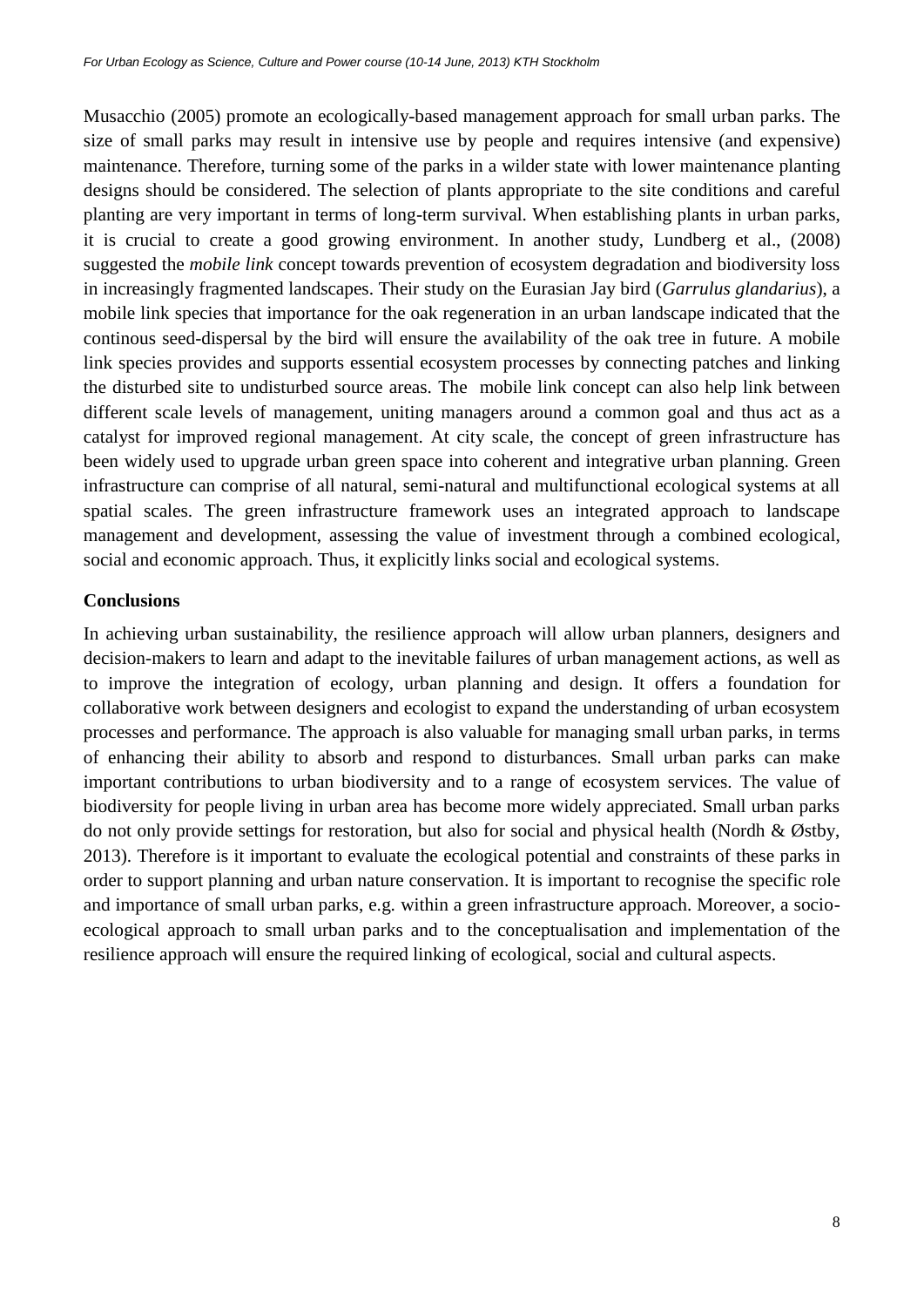Musacchio (2005) promote an ecologically-based management approach for small urban parks. The size of small parks may result in intensive use by people and requires intensive (and expensive) maintenance. Therefore, turning some of the parks in a wilder state with lower maintenance planting designs should be considered. The selection of plants appropriate to the site conditions and careful planting are very important in terms of long-term survival. When establishing plants in urban parks, it is crucial to create a good growing environment. In another study, Lundberg et al., (2008) suggested the *mobile link* concept towards prevention of ecosystem degradation and biodiversity loss in increasingly fragmented landscapes. Their study on the Eurasian Jay bird (*Garrulus glandarius*), a mobile link species that importance for the oak regeneration in an urban landscape indicated that the continous seed-dispersal by the bird will ensure the availability of the oak tree in future. A mobile link species provides and supports essential ecosystem processes by connecting patches and linking the disturbed site to undisturbed source areas. The mobile link concept can also help link between different scale levels of management, uniting managers around a common goal and thus act as a catalyst for improved regional management. At city scale, the concept of green infrastructure has been widely used to upgrade urban green space into coherent and integrative urban planning. Green infrastructure can comprise of all natural, semi-natural and multifunctional ecological systems at all spatial scales. The green infrastructure framework uses an integrated approach to landscape management and development, assessing the value of investment through a combined ecological, social and economic approach. Thus, it explicitly links social and ecological systems.

## Conclusions

In achieving urban sustainability, the resilience approach will allow urban planners, designers and decision-makers to learn and adapt to the inevitable failures of urban management actions, as well as to improve the integration of ecology, urban planning and design. It offers a foundation for collaborative work between designers and ecologist to expand the understanding of urban ecosystem processes and performance. The approach is also valuable for managing small urban parks, in terms of enhancing their ability to absorb and respond to disturbances. Small urban parks can make important contributions to urban biodiversity and to a range of ecosystem services. The value of biodiversity for people living in urban area has become more widely appreciated. Small urban parks do not only provide settings for restoration, but also for social and physical health (Nordh & Østby, 2013). Therefore is it important to evaluate the ecological potential and constraints of these parks in order to support planning and urban nature conservation. It is important to recognise the specific role and importance of small urban parks, e.g. within a green infrastructure approach. Moreover, a socio-ecological approach to small urban parks and to the conceptualisation and implementation of the resilience approach will ensure the required linking of ecological, social and cultural aspects.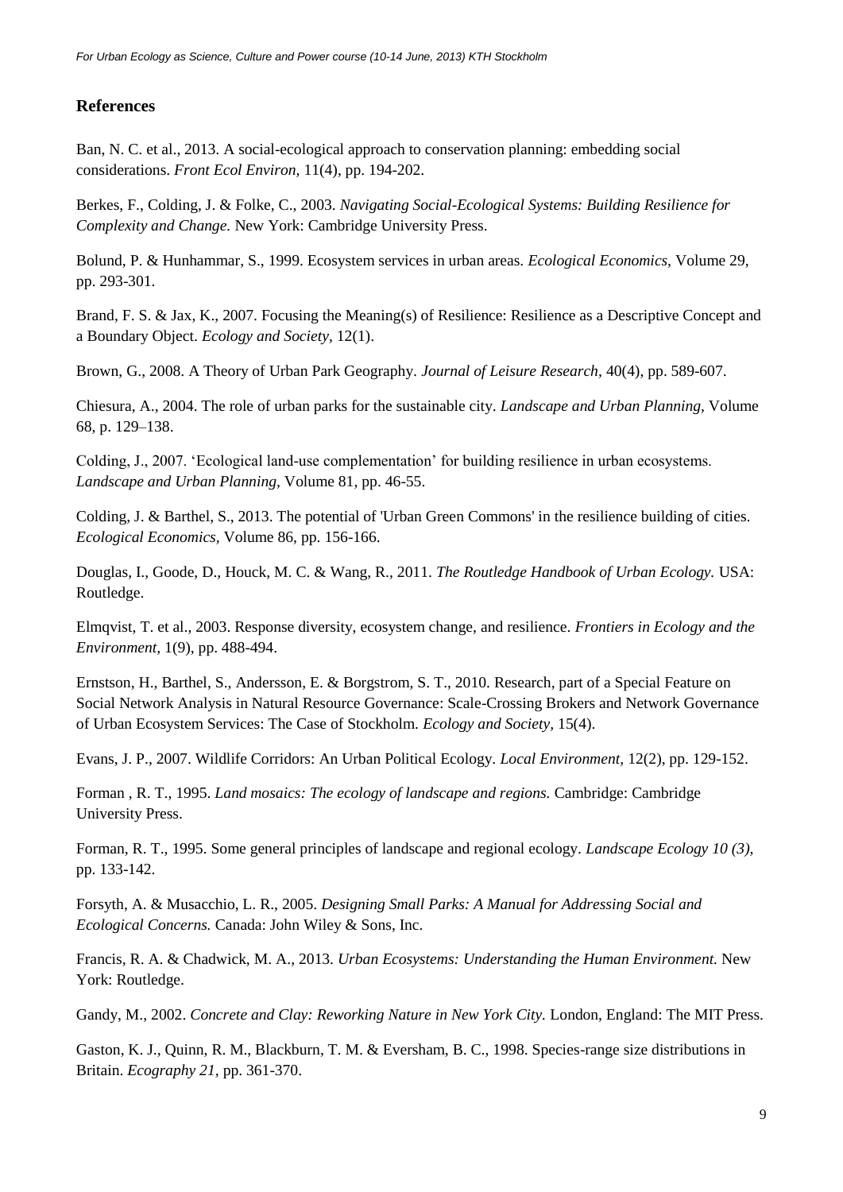## References

Ban, N. C. et al., 2013. A social-ecological approach to conservation planning: embedding social considerations. *Front Ecol Environ,* 11(4), pp. 194-202.

Berkes, F., Colding, J. & Folke, C., 2003. *Navigating Social-Ecological Systems: Building Resilience for Complexity and Change.* New York: Cambridge University Press.

Bolund, P. & Hunhammar, S., 1999. Ecosystem services in urban areas. *Ecological Economics,* Volume 29, pp. 293-301.

Brand, F. S. & Jax, K., 2007. Focusing the Meaning(s) of Resilience: Resilience as a Descriptive Concept and a Boundary Object. *Ecology and Society,* 12(1).

Brown, G., 2008. A Theory of Urban Park Geography. *Journal of Leisure Research,* 40(4), pp. 589-607.

Chiesura, A., 2004. The role of urban parks for the sustainable city. *Landscape and Urban Planning,* Volume 68, p. 129–138.

Colding, J., 2007. 'Ecological land-use complementation' for building resilience in urban ecosystems. *Landscape and Urban Planning,* Volume 81, pp. 46-55.

Colding, J. & Barthel, S., 2013. The potential of 'Urban Green Commons' in the resilience building of cities. *Ecological Economics,* Volume 86, pp. 156-166.

Douglas, I., Goode, D., Houck, M. C. & Wang, R., 2011. *The Routledge Handbook of Urban Ecology.* USA: Routledge.

Elmqvist, T. et al., 2003. Response diversity, ecosystem change, and resilience. *Frontiers in Ecology and the Environment,* 1(9), pp. 488-494.

Ernstson, H., Barthel, S., Andersson, E. & Borgstrom, S. T., 2010. Research, part of a Special Feature on Social Network Analysis in Natural Resource Governance: Scale-Crossing Brokers and Network Governance of Urban Ecosystem Services: The Case of Stockholm. *Ecology and Society,* 15(4).

Evans, J. P., 2007. Wildlife Corridors: An Urban Political Ecology. *Local Environment,* 12(2), pp. 129-152.

Forman , R. T., 1995. *Land mosaics: The ecology of landscape and regions.* Cambridge: Cambridge University Press.

Forman, R. T., 1995. Some general principles of landscape and regional ecology. *Landscape Ecology 10 (3),* pp. 133-142.

Forsyth, A. & Musacchio, L. R., 2005. *Designing Small Parks: A Manual for Addressing Social and Ecological Concerns.* Canada: John Wiley & Sons, Inc.

Francis, R. A. & Chadwick, M. A., 2013. *Urban Ecosystems: Understanding the Human Environment.* New York: Routledge.

Gandy, M., 2002. *Concrete and Clay: Reworking Nature in New York City.* London, England: The MIT Press.

Gaston, K. J., Quinn, R. M., Blackburn, T. M. & Eversham, B. C., 1998. Species-range size distributions in Britain. *Ecography 21,* pp. 361-370.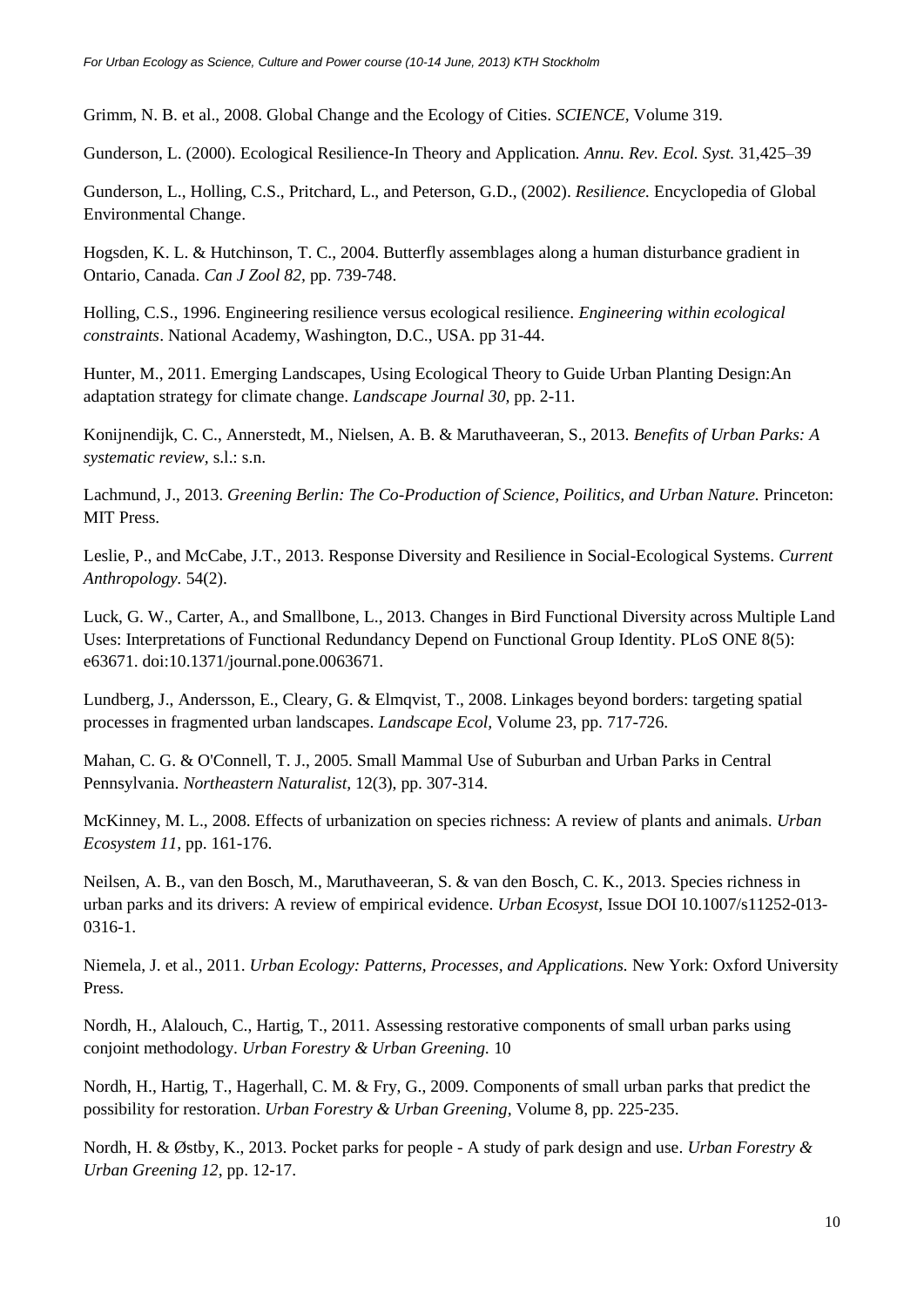Grimm, N. B. et al., 2008. Global Change and the Ecology of Cities. *SCIENCE,* Volume 319.

Gunderson, L. (2000). Ecological Resilience-In Theory and Application*. Annu. Rev. Ecol. Syst.* 31,425–39

Gunderson, L., Holling, C.S., Pritchard, L., and Peterson, G.D., (2002). *Resilience.* Encyclopedia of Global Environmental Change.

Hogsden, K. L. & Hutchinson, T. C., 2004. Butterfly assemblages along a human disturbance gradient in Ontario, Canada. *Can J Zool 82,* pp. 739-748.

Holling, C.S., 1996. Engineering resilience versus ecological resilience. *Engineering within ecological constraints*. National Academy, Washington, D.C., USA. pp 31-44.

Hunter, M., 2011. Emerging Landscapes, Using Ecological Theory to Guide Urban Planting Design:An adaptation strategy for climate change. *Landscape Journal 30,* pp. 2-11.

Konijnendijk, C. C., Annerstedt, M., Nielsen, A. B. & Maruthaveeran, S., 2013. *Benefits of Urban Parks: A systematic review*, s.l.: s.n.

Lachmund, J., 2013. *Greening Berlin: The Co-Production of Science, Poilitics, and Urban Nature.* Princeton: MIT Press.

Leslie, P., and McCabe, J.T., 2013. Response Diversity and Resilience in Social-Ecological Systems. *Current Anthropology.* 54(2).

Luck, G. W., Carter, A., and Smallbone, L., 2013. Changes in Bird Functional Diversity across Multiple Land Uses: Interpretations of Functional Redundancy Depend on Functional Group Identity. PLoS ONE 8(5): e63671. doi:10.1371/journal.pone.0063671.

Lundberg, J., Andersson, E., Cleary, G. & Elmqvist, T., 2008. Linkages beyond borders: targeting spatial processes in fragmented urban landscapes. *Landscape Ecol,* Volume 23, pp. 717-726.

Mahan, C. G. & O'Connell, T. J., 2005. Small Mammal Use of Suburban and Urban Parks in Central Pennsylvania. *Northeastern Naturalist,* 12(3), pp. 307-314.

McKinney, M. L., 2008. Effects of urbanization on species richness: A review of plants and animals. *Urban Ecosystem 11,* pp. 161-176.

Neilsen, A. B., van den Bosch, M., Maruthaveeran, S. & van den Bosch, C. K., 2013. Species richness in urban parks and its drivers: A review of empirical evidence. *Urban Ecosyst,* Issue DOI 10.1007/s11252-013-0316-1.

Niemela, J. et al., 2011. *Urban Ecology: Patterns, Processes, and Applications.* New York: Oxford University Press.

Nordh, H., Alalouch, C., Hartig, T., 2011. Assessing restorative components of small urban parks using conjoint methodology. *Urban Forestry & Urban Greening.* 10

Nordh, H., Hartig, T., Hagerhall, C. M. & Fry, G., 2009. Components of small urban parks that predict the possibility for restoration. *Urban Forestry & Urban Greening,* Volume 8, pp. 225-235.

Nordh, H. & Østby, K., 2013. Pocket parks for people - A study of park design and use. *Urban Forestry & Urban Greening 12,* pp. 12-17.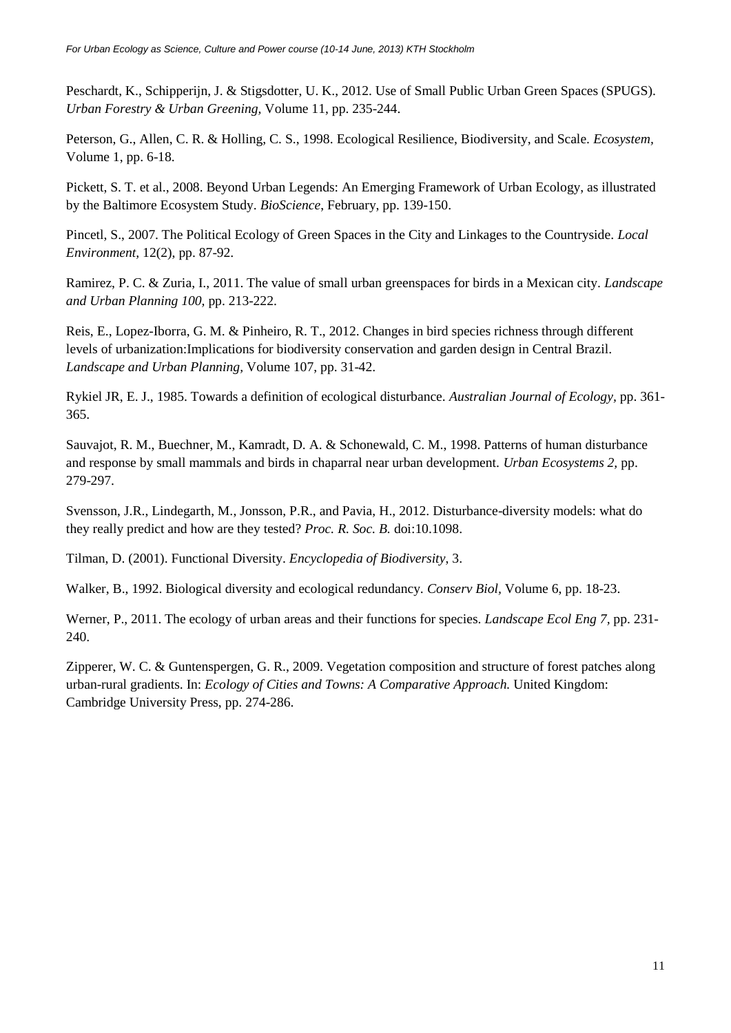Peschardt, K., Schipperijn, J. & Stigsdotter, U. K., 2012. Use of Small Public Urban Green Spaces (SPUGS). *Urban Forestry & Urban Greening*, Volume 11, pp. 235-244.

Peterson, G., Allen, C. R. & Holling, C. S., 1998. Ecological Resilience, Biodiversity, and Scale. *Ecosystem,* Volume 1, pp. 6-18.

Pickett, S. T. et al., 2008. Beyond Urban Legends: An Emerging Framework of Urban Ecology, as illustrated by the Baltimore Ecosystem Study. *BioScience*, February, pp. 139-150.

Pincetl, S., 2007. The Political Ecology of Green Spaces in the City and Linkages to the Countryside. *Local Environment,* 12(2), pp. 87-92.

Ramirez, P. C. & Zuria, I., 2011. The value of small urban greenspaces for birds in a Mexican city. *Landscape and Urban Planning 100,* pp. 213-222.

Reis, E., Lopez-Iborra, G. M. & Pinheiro, R. T., 2012. Changes in bird species richness through different levels of urbanization:Implications for biodiversity conservation and garden design in Central Brazil. *Landscape and Urban Planning,* Volume 107, pp. 31-42.

Rykiel JR, E. J., 1985. Towards a definition of ecological disturbance. *Australian Journal of Ecology,* pp. 361-365.

Sauvajot, R. M., Buechner, M., Kamradt, D. A. & Schonewald, C. M., 1998. Patterns of human disturbance and response by small mammals and birds in chaparral near urban development. *Urban Ecosystems 2,* pp. 279-297.

Svensson, J.R., Lindegarth, M., Jonsson, P.R., and Pavia, H., 2012. Disturbance-diversity models: what do they really predict and how are they tested? *Proc. R. Soc. B.* doi:10.1098.

Tilman, D. (2001). Functional Diversity. *Encyclopedia of Biodiversity*, 3.

Walker, B., 1992. Biological diversity and ecological redundancy. *Conserv Biol*, Volume 6, pp. 18-23.

Werner, P., 2011. The ecology of urban areas and their functions for species. *Landscape Ecol Eng 7,* pp. 231-240.

Zipperer, W. C. & Guntenspergen, G. R., 2009. Vegetation composition and structure of forest patches along urban-rural gradients. In: *Ecology of Cities and Towns: A Comparative Approach.* United Kingdom: Cambridge University Press, pp. 274-286.